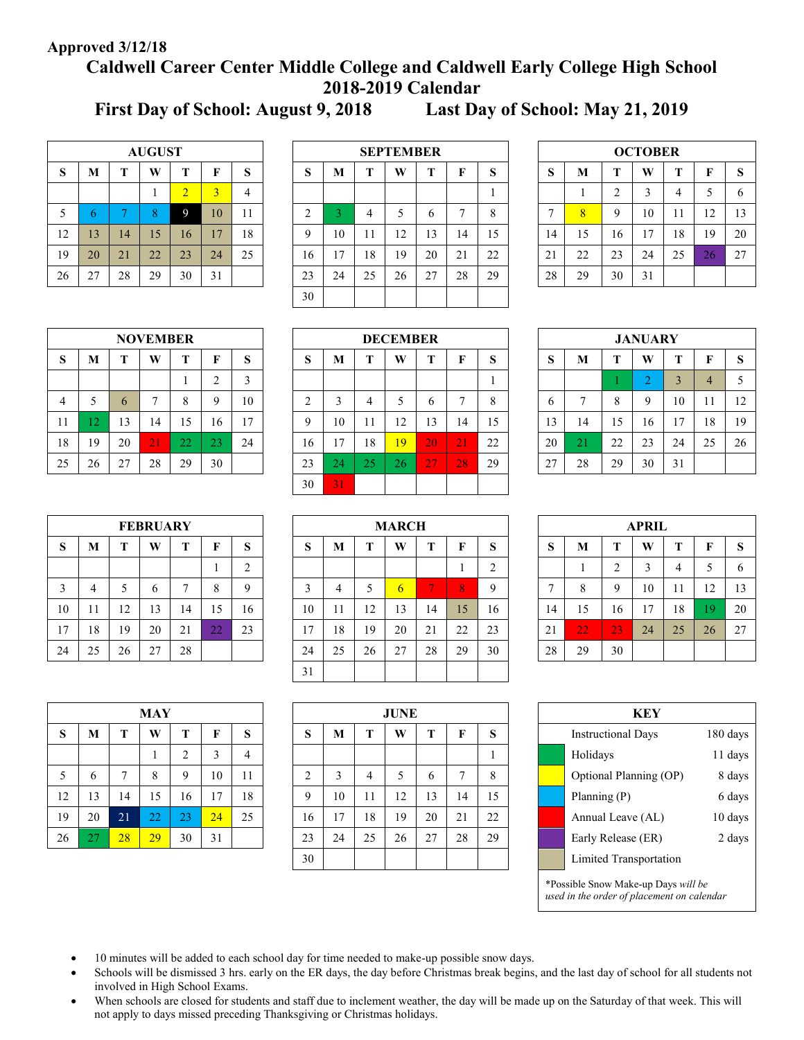**Approved 3/12/18**

# Caldwell Career Center Middle College and Caldwell Early College High School
## 2018-2019 Calendar
### First Day of School: August 9, 2018 Last Day of School: May 21, 2019

**AUGUST**

| S | M | T | W | T | F | S |
|---|---|---|---|---|---|---|
| | | | 1 | 2 | 3 | 4 |
| 5 | 6 | 7 | 8 | 9 | 10 | 11 |
| 12 | 13 | 14 | 15 | 16 | 17 | 18 |
| 19 | 20 | 21 | 22 | 23 | 24 | 25 |
| 26 | 27 | 28 | 29 | 30 | 31 | |

**SEPTEMBER**

| S | M | T | W | T | F | S |
|---|---|---|---|---|---|---|
| | | | | | | 1 |
| 2 | 3 | 4 | 5 | 6 | 7 | 8 |
| 9 | 10 | 11 | 12 | 13 | 14 | 15 |
| 16 | 17 | 18 | 19 | 20 | 21 | 22 |
| 23 | 24 | 25 | 26 | 27 | 28 | 29 |
| 30 | | | | | | |

**OCTOBER**

| S | M | T | W | T | F | S |
|---|---|---|---|---|---|---|
| | 1 | 2 | 3 | 4 | 5 | 6 |
| 7 | 8 | 9 | 10 | 11 | 12 | 13 |
| 14 | 15 | 16 | 17 | 18 | 19 | 20 |
| 21 | 22 | 23 | 24 | 25 | 26 | 27 |
| 28 | 29 | 30 | 31 | | | |

**NOVEMBER**

| S | M | T | W | T | F | S |
|---|---|---|---|---|---|---|
| | | | | 1 | 2 | 3 |
| 4 | 5 | 6 | 7 | 8 | 9 | 10 |
| 11 | 12 | 13 | 14 | 15 | 16 | 17 |
| 18 | 19 | 20 | 21 | 22 | 23 | 24 |
| 25 | 26 | 27 | 28 | 29 | 30 | |

**DECEMBER**

| S | M | T | W | T | F | S |
|---|---|---|---|---|---|---|
| | | | | | | 1 |
| 2 | 3 | 4 | 5 | 6 | 7 | 8 |
| 9 | 10 | 11 | 12 | 13 | 14 | 15 |
| 16 | 17 | 18 | 19 | 20 | 21 | 22 |
| 23 | 24 | 25 | 26 | 27 | 28 | 29 |
| 30 | 31 | | | | | |

**JANUARY**

| S | M | T | W | T | F | S |
|---|---|---|---|---|---|---|
| | | 1 | 2 | 3 | 4 | 5 |
| 6 | 7 | 8 | 9 | 10 | 11 | 12 |
| 13 | 14 | 15 | 16 | 17 | 18 | 19 |
| 20 | 21 | 22 | 23 | 24 | 25 | 26 |
| 27 | 28 | 29 | 30 | 31 | | |

**FEBRUARY**

| S | M | T | W | T | F | S |
|---|---|---|---|---|---|---|
| | | | | | 1 | 2 |
| 3 | 4 | 5 | 6 | 7 | 8 | 9 |
| 10 | 11 | 12 | 13 | 14 | 15 | 16 |
| 17 | 18 | 19 | 20 | 21 | 22 | 23 |
| 24 | 25 | 26 | 27 | 28 | | |

**MARCH**

| S | M | T | W | T | F | S |
|---|---|---|---|---|---|---|
| | | | | | 1 | 2 |
| 3 | 4 | 5 | 6 | 7 | 8 | 9 |
| 10 | 11 | 12 | 13 | 14 | 15 | 16 |
| 17 | 18 | 19 | 20 | 21 | 22 | 23 |
| 24 | 25 | 26 | 27 | 28 | 29 | 30 |
| 31 | | | | | | |

**APRIL**

| S | M | T | W | T | F | S |
|---|---|---|---|---|---|---|
| | 1 | 2 | 3 | 4 | 5 | 6 |
| 7 | 8 | 9 | 10 | 11 | 12 | 13 |
| 14 | 15 | 16 | 17 | 18 | 19 | 20 |
| 21 | 22 | 23 | 24 | 25 | 26 | 27 |
| 28 | 29 | 30 | | | | |

**MAY**

| S | M | T | W | T | F | S |
|---|---|---|---|---|---|---|
| | | | 1 | 2 | 3 | 4 |
| 5 | 6 | 7 | 8 | 9 | 10 | 11 |
| 12 | 13 | 14 | 15 | 16 | 17 | 18 |
| 19 | 20 | 21 | 22 | 23 | 24 | 25 |
| 26 | 27 | 28 | 29 | 30 | 31 | |

**JUNE**

| S | M | T | W | T | F | S |
|---|---|---|---|---|---|---|
| | | | | | | 1 |
| 2 | 3 | 4 | 5 | 6 | 7 | 8 |
| 9 | 10 | 11 | 12 | 13 | 14 | 15 |
| 16 | 17 | 18 | 19 | 20 | 21 | 22 |
| 23 | 24 | 25 | 26 | 27 | 28 | 29 |
| 30 | | | | | | |

**KEY**

| | | |
|---|---|---|
| (white) | Instructional Days | 180 days |
| (green) | Holidays | 11 days |
| (yellow) | Optional Planning (OP) | 8 days |
| (blue) | Planning (P) | 6 days |
| (red) | Annual Leave (AL) | 10 days |
| (purple) | Early Release (ER) | 2 days |
| (tan) | Limited Transportation | |

*Possible Snow Make-up Days *will be used in the order of placement on calendar*

- 10 minutes will be added to each school day for time needed to make-up possible snow days.
- Schools will be dismissed 3 hrs. early on the ER days, the day before Christmas break begins, and the last day of school for all students not involved in High School Exams.
- When schools are closed for students and staff due to inclement weather, the day will be made up on the Saturday of that week. This will not apply to days missed preceding Thanksgiving or Christmas holidays.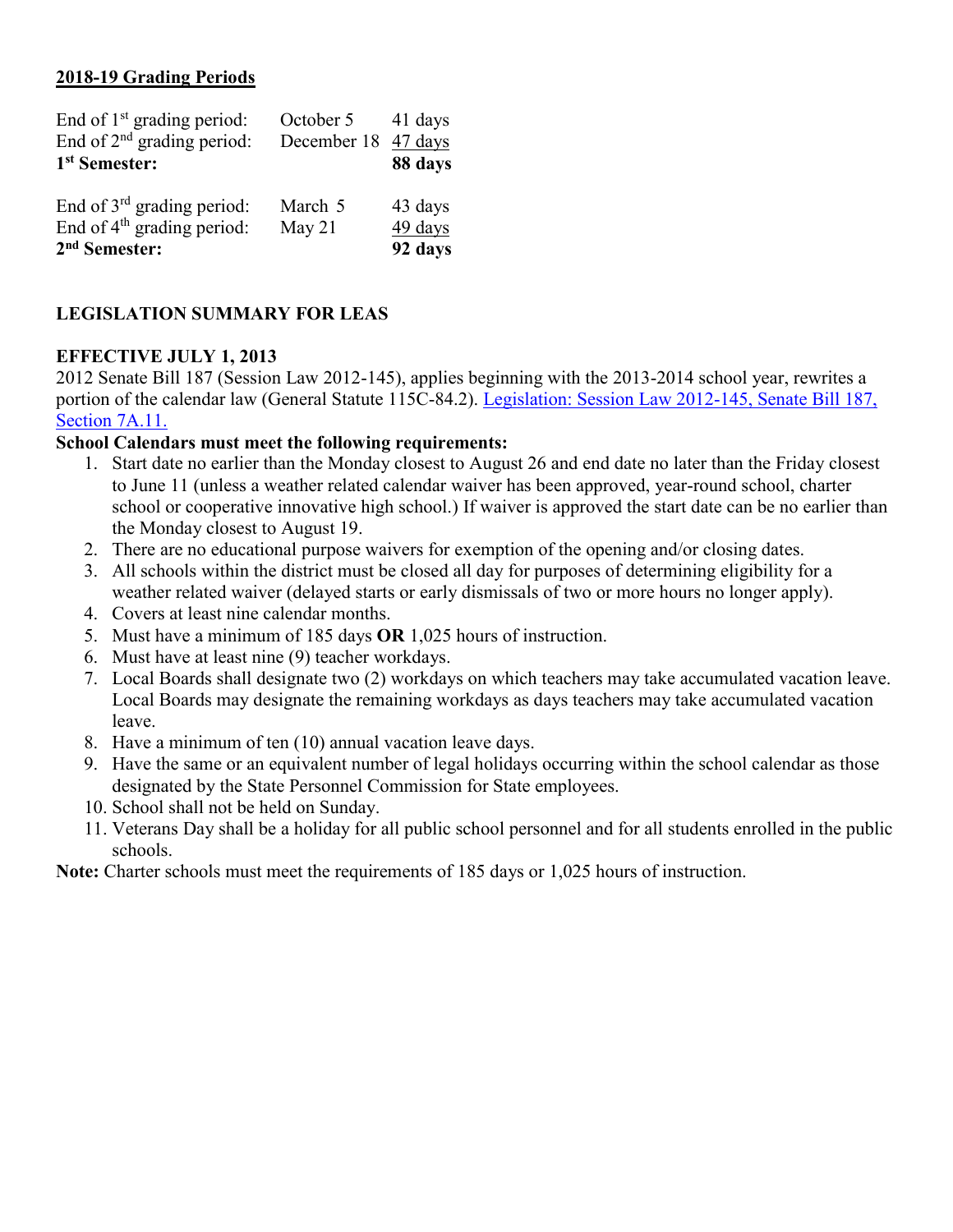## 2018-19 Grading Periods

| | | |
|---|---|---|
| End of 1st grading period: | October 5 | 41 days |
| End of 2nd grading period: | December 18 | 47 days |
| **1st Semester:** | | **88 days** |
| | | |
| End of 3rd grading period: | March 5 | 43 days |
| End of 4th grading period: | May 21 | 49 days |
| **2nd Semester:** | | **92 days** |

## LEGISLATION SUMMARY FOR LEAS

**EFFECTIVE JULY 1, 2013**

2012 Senate Bill 187 (Session Law 2012-145), applies beginning with the 2013-2014 school year, rewrites a portion of the calendar law (General Statute 115C-84.2). [Legislation: Session Law 2012-145, Senate Bill 187, Section 7A.11.]

**School Calendars must meet the following requirements:**

1. Start date no earlier than the Monday closest to August 26 and end date no later than the Friday closest to June 11 (unless a weather related calendar waiver has been approved, year-round school, charter school or cooperative innovative high school.) If waiver is approved the start date can be no earlier than the Monday closest to August 19.
2. There are no educational purpose waivers for exemption of the opening and/or closing dates.
3. All schools within the district must be closed all day for purposes of determining eligibility for a weather related waiver (delayed starts or early dismissals of two or more hours no longer apply).
4. Covers at least nine calendar months.
5. Must have a minimum of 185 days **OR** 1,025 hours of instruction.
6. Must have at least nine (9) teacher workdays.
7. Local Boards shall designate two (2) workdays on which teachers may take accumulated vacation leave. Local Boards may designate the remaining workdays as days teachers may take accumulated vacation leave.
8. Have a minimum of ten (10) annual vacation leave days.
9. Have the same or an equivalent number of legal holidays occurring within the school calendar as those designated by the State Personnel Commission for State employees.
10. School shall not be held on Sunday.
11. Veterans Day shall be a holiday for all public school personnel and for all students enrolled in the public schools.

**Note:** Charter schools must meet the requirements of 185 days or 1,025 hours of instruction.